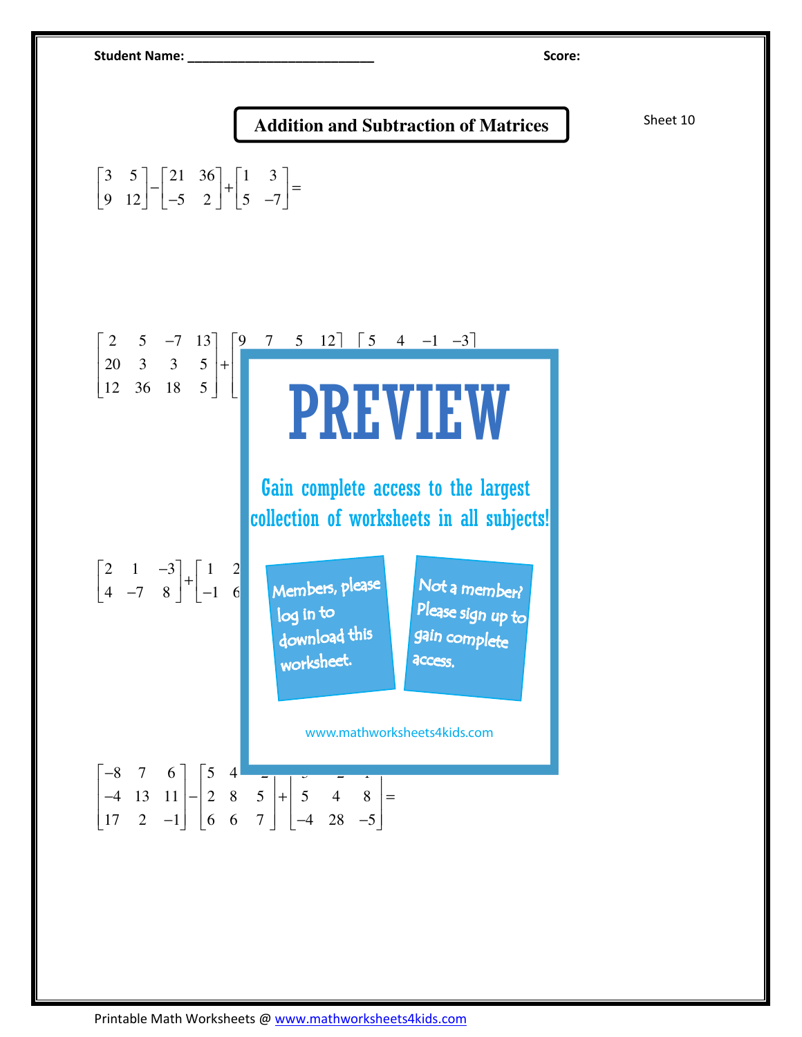**Student Name:** ___________________________ **Score:**

# Addition and Subtraction of Matrices

Sheet 10

$$\begin{bmatrix} 3 & 5 \\ 9 & 12 \end{bmatrix} - \begin{bmatrix} 21 & 36 \\ -5 & 2 \end{bmatrix} + \begin{bmatrix} 1 & 3 \\ 5 & -7 \end{bmatrix} =$$

$$\begin{bmatrix} 2 & 5 & -7 & 13 \\ 20 & 3 & 3 & 5 \\ 12 & 36 & 18 & 5 \end{bmatrix} + \begin{bmatrix} 9 & 7 & 5 & 12 \\ \ldots \end{bmatrix} \begin{bmatrix} 5 & 4 & -1 & -3 \\ \ldots \end{bmatrix}$$

$$\begin{bmatrix} 2 & 1 & -3 \\ 4 & -7 & 8 \end{bmatrix} + \begin{bmatrix} 1 & 2 & \ldots \\ -1 & 6 & \ldots \end{bmatrix}$$

$$\begin{bmatrix} -8 & 7 & 6 \\ -4 & 13 & 11 \\ 17 & 2 & -1 \end{bmatrix} - \begin{bmatrix} 5 & 4 & \ldots \\ 2 & 8 & 5 \\ 6 & 6 & 7 \end{bmatrix} + \begin{bmatrix} \ldots & \ldots & \ldots \\ 5 & 4 & 8 \\ -4 & 28 & -5 \end{bmatrix} =$$

**PREVIEW**

Gain complete access to the largest collection of worksheets in all subjects!

Members, please log in to download this worksheet.

Not a member? Please sign up to gain complete access.

www.mathworksheets4kids.com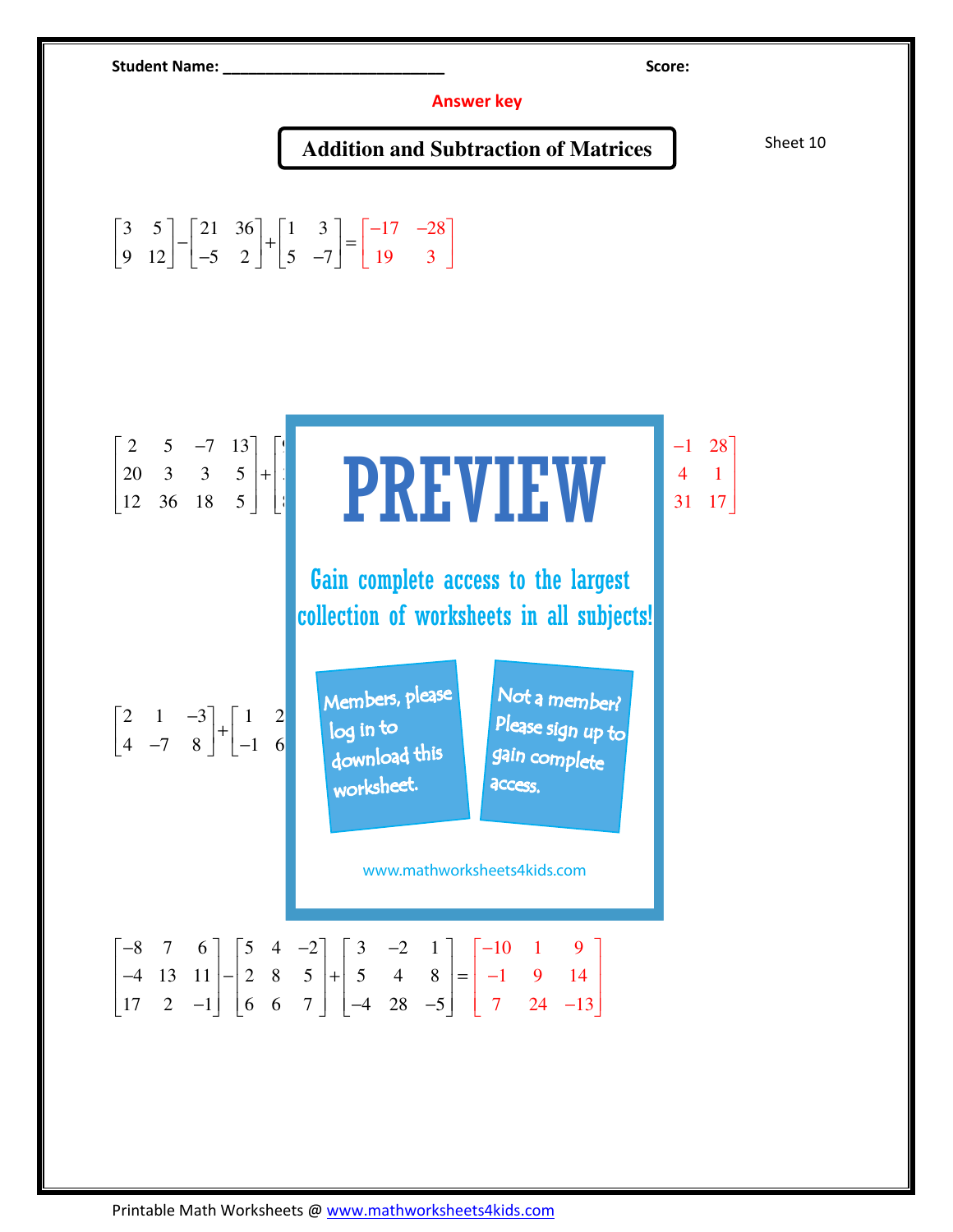Student Name: ___________________________ Score:

Answer key

# Addition and Subtraction of Matrices

Sheet 10

$$\begin{bmatrix} 3 & 5 \\ 9 & 12 \end{bmatrix} - \begin{bmatrix} 21 & 36 \\ -5 & 2 \end{bmatrix} + \begin{bmatrix} 1 & 3 \\ 5 & -7 \end{bmatrix} = \begin{bmatrix} -17 & -28 \\ 19 & 3 \end{bmatrix}$$

$$\begin{bmatrix} 2 & 5 & -7 & 13 \\ 20 & 3 & 3 & 5 \\ 12 & 36 & 18 & 5 \end{bmatrix} + \ldots \begin{matrix} -1 & 28 \\ 4 & 1 \\ 31 & 17 \end{matrix}$$

$$\begin{bmatrix} 2 & 1 & -3 \\ 4 & -7 & 8 \end{bmatrix} + \begin{bmatrix} 1 & 2 \ldots \\ -1 & 6 \ldots \end{bmatrix}$$

PREVIEW

Gain complete access to the largest collection of worksheets in all subjects!

Members, please log in to download this worksheet.

Not a member? Please sign up to gain complete access.

www.mathworksheets4kids.com

$$\begin{bmatrix} -8 & 7 & 6 \\ -4 & 13 & 11 \\ 17 & 2 & -1 \end{bmatrix} - \begin{bmatrix} 5 & 4 & -2 \\ 2 & 8 & 5 \\ 6 & 6 & 7 \end{bmatrix} + \begin{bmatrix} 3 & -2 & 1 \\ 5 & 4 & 8 \\ -4 & 28 & -5 \end{bmatrix} = \begin{bmatrix} -10 & 1 & 9 \\ -1 & 9 & 14 \\ 7 & 24 & -13 \end{bmatrix}$$

Printable Math Worksheets @ www.mathworksheets4kids.com